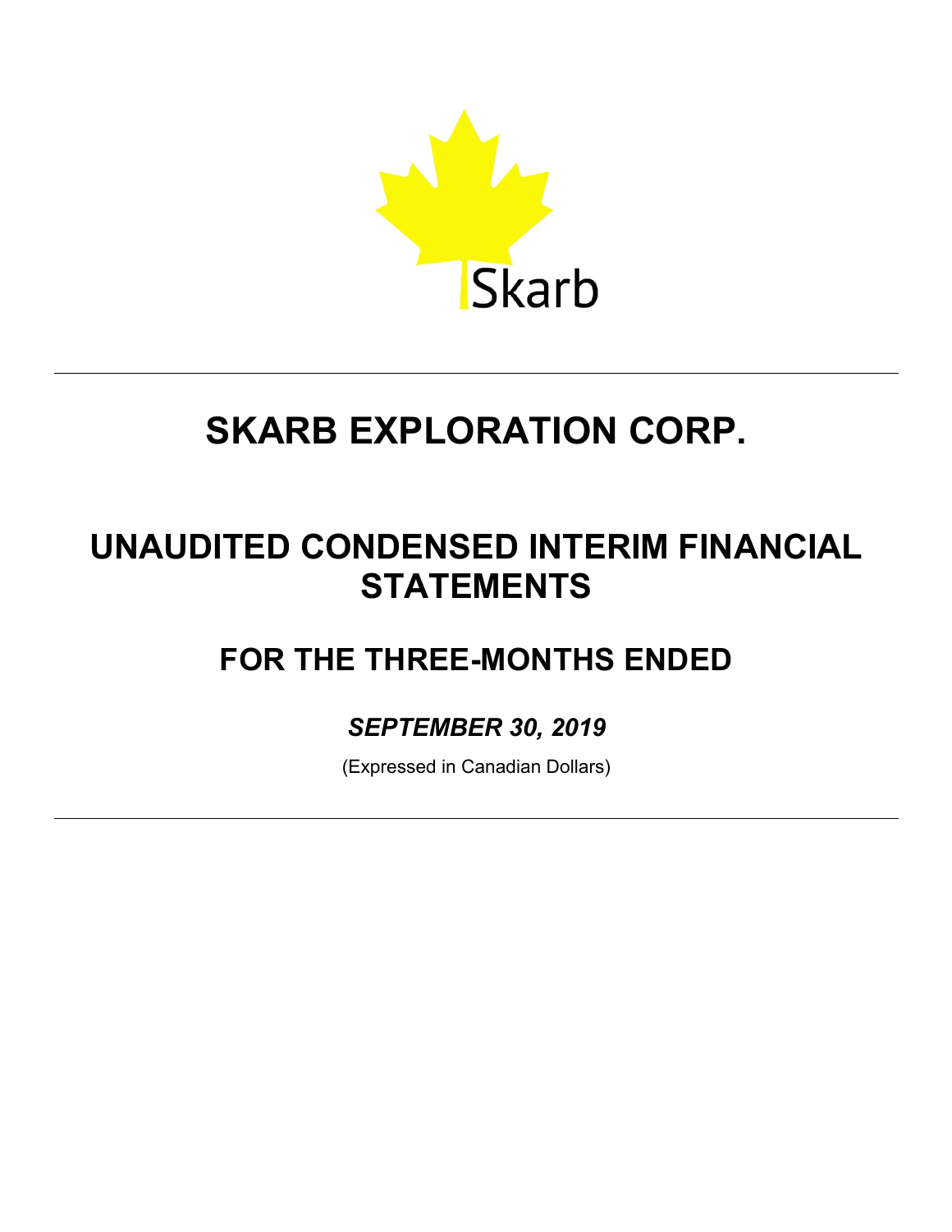Skarb

# SKARB EXPLORATION CORP.

## UNAUDITED CONDENSED INTERIM FINANCIAL STATEMENTS

## FOR THE THREE-MONTHS ENDED

***SEPTEMBER 30, 2019***

(Expressed in Canadian Dollars)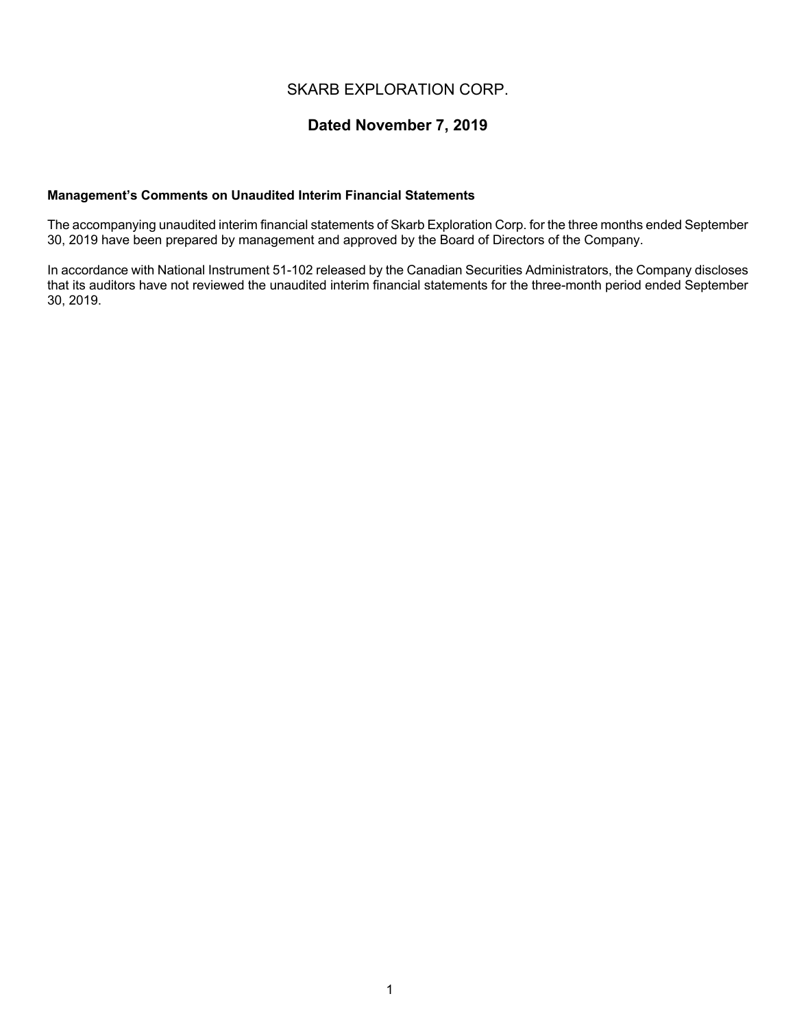# SKARB EXPLORATION CORP.

## Dated November 7, 2019

**Management's Comments on Unaudited Interim Financial Statements**

The accompanying unaudited interim financial statements of Skarb Exploration Corp. for the three months ended September 30, 2019 have been prepared by management and approved by the Board of Directors of the Company.

In accordance with National Instrument 51-102 released by the Canadian Securities Administrators, the Company discloses that its auditors have not reviewed the unaudited interim financial statements for the three-month period ended September 30, 2019.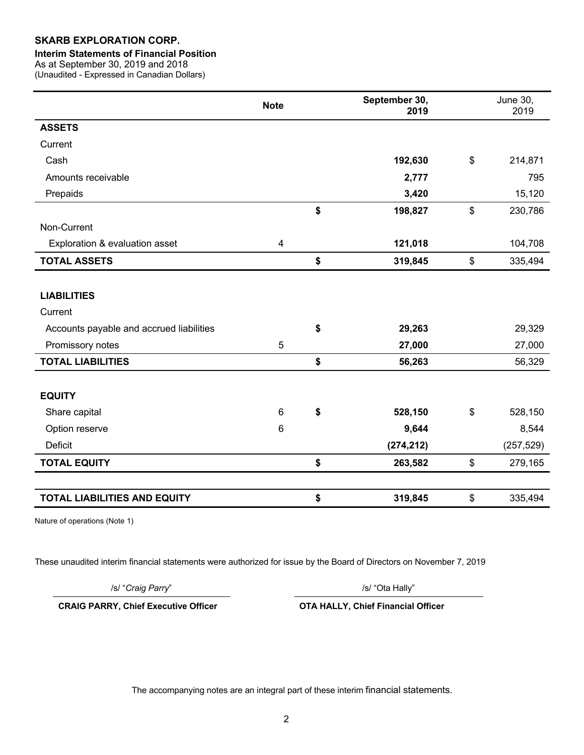**SKARB EXPLORATION CORP.**

**Interim Statements of Financial Position**

As at September 30, 2019 and 2018

(Unaudited - Expressed in Canadian Dollars)

| | Note | | September 30, 2019 | | June 30, 2019 |
|---|---|---|---|---|---|
| **ASSETS** | | | | | |
| Current | | | | | |
| Cash | | | **192,630** | $ | 214,871 |
| Amounts receivable | | | **2,777** | | 795 |
| Prepaids | | | **3,420** | | 15,120 |
| | | **$** | **198,827** | $ | 230,786 |
| Non-Current | | | | | |
| Exploration & evaluation asset | 4 | | **121,018** | | 104,708 |
| **TOTAL ASSETS** | | **$** | **319,845** | $ | 335,494 |
| | | | | | |
| **LIABILITIES** | | | | | |
| Current | | | | | |
| Accounts payable and accrued liabilities | | **$** | **29,263** | | 29,329 |
| Promissory notes | 5 | | **27,000** | | 27,000 |
| **TOTAL LIABILITIES** | | **$** | **56,263** | | 56,329 |
| | | | | | |
| **EQUITY** | | | | | |
| Share capital | 6 | **$** | **528,150** | $ | 528,150 |
| Option reserve | 6 | | **9,644** | | 8,544 |
| Deficit | | | **(274,212)** | | (257,529) |
| **TOTAL EQUITY** | | **$** | **263,582** | $ | 279,165 |
| | | | | | |
| **TOTAL LIABILITIES AND EQUITY** | | **$** | **319,845** | $ | 335,494 |

Nature of operations (Note 1)

These unaudited interim financial statements were authorized for issue by the Board of Directors on November 7, 2019

/s/ "*Craig Parry*"

**CRAIG PARRY, Chief Executive Officer**

/s/ "Ota Hally"

**OTA HALLY, Chief Financial Officer**

The accompanying notes are an integral part of these interim financial statements.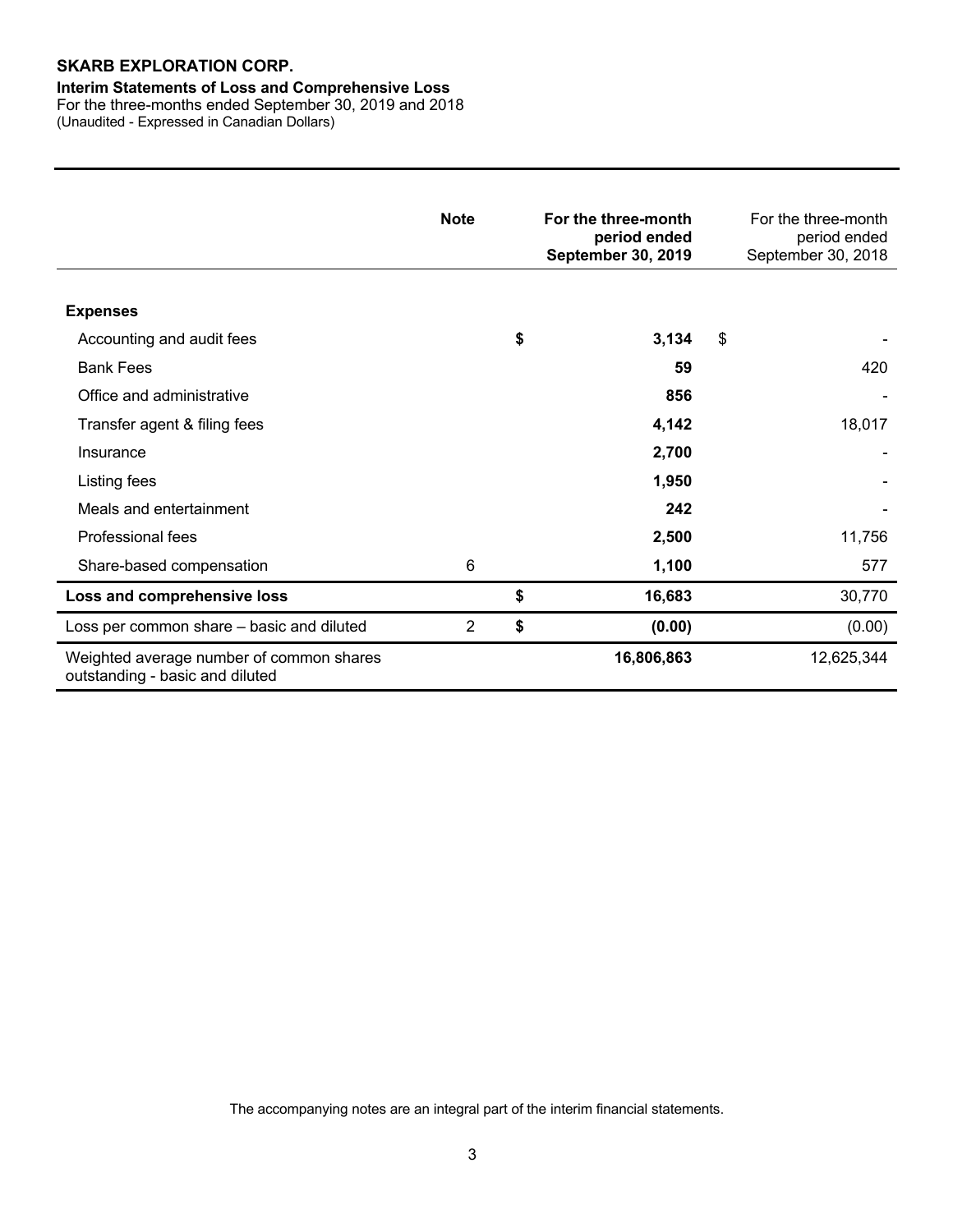**SKARB EXPLORATION CORP.**

**Interim Statements of Loss and Comprehensive Loss**

For the three-months ended September 30, 2019 and 2018

(Unaudited - Expressed in Canadian Dollars)

| | Note | **For the three-month period ended September 30, 2019** | For the three-month period ended September 30, 2018 |
|---|---|---|---|
| **Expenses** | | | |
| Accounting and audit fees | | **$ 3,134** | $ - |
| Bank Fees | | **59** | 420 |
| Office and administrative | | **856** | - |
| Transfer agent & filing fees | | **4,142** | 18,017 |
| Insurance | | **2,700** | - |
| Listing fees | | **1,950** | - |
| Meals and entertainment | | **242** | - |
| Professional fees | | **2,500** | 11,756 |
| Share-based compensation | 6 | **1,100** | 577 |
| **Loss and comprehensive loss** | | **$ 16,683** | 30,770 |
| Loss per common share – basic and diluted | 2 | **$ (0.00)** | (0.00) |
| Weighted average number of common shares outstanding - basic and diluted | | **16,806,863** | 12,625,344 |

The accompanying notes are an integral part of the interim financial statements.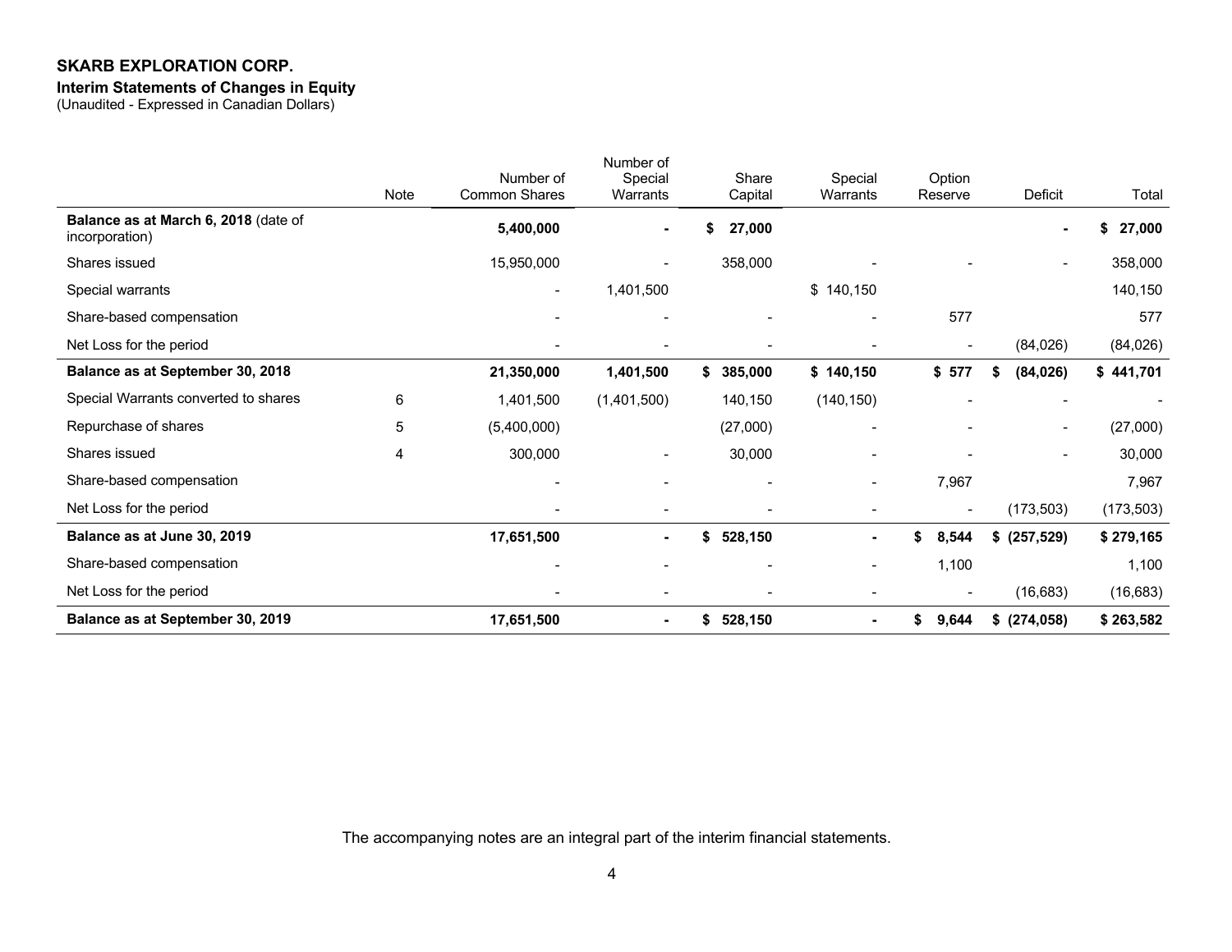**SKARB EXPLORATION CORP.**

**Interim Statements of Changes in Equity**

(Unaudited - Expressed in Canadian Dollars)

| | Note | Number of Common Shares | Number of Special Warrants | Share Capital | Special Warrants | Option Reserve | Deficit | Total |
|---|---|---|---|---|---|---|---|---|
| **Balance as at March 6, 2018** (date of incorporation) | | **5,400,000** | **-** | **$ 27,000** | | | **-** | **$ 27,000** |
| Shares issued | | 15,950,000 | - | 358,000 | - | - | - | 358,000 |
| Special warrants | | - | 1,401,500 | | $ 140,150 | | | 140,150 |
| Share-based compensation | | - | - | - | - | 577 | | 577 |
| Net Loss for the period | | - | - | - | - | - | (84,026) | (84,026) |
| **Balance as at September 30, 2018** | | **21,350,000** | **1,401,500** | **$ 385,000** | **$ 140,150** | **$ 577** | **$ (84,026)** | **$ 441,701** |
| Special Warrants converted to shares | 6 | 1,401,500 | (1,401,500) | 140,150 | (140,150) | - | - | - |
| Repurchase of shares | 5 | (5,400,000) | | (27,000) | - | - | - | (27,000) |
| Shares issued | 4 | 300,000 | - | 30,000 | - | - | - | 30,000 |
| Share-based compensation | | - | - | - | - | 7,967 | | 7,967 |
| Net Loss for the period | | - | - | - | - | - | (173,503) | (173,503) |
| **Balance as at June 30, 2019** | | **17,651,500** | **-** | **$ 528,150** | **-** | **$ 8,544** | **$ (257,529)** | **$ 279,165** |
| Share-based compensation | | - | - | - | - | 1,100 | | 1,100 |
| Net Loss for the period | | - | - | - | - | - | (16,683) | (16,683) |
| **Balance as at September 30, 2019** | | **17,651,500** | **-** | **$ 528,150** | **-** | **$ 9,644** | **$ (274,058)** | **$ 263,582** |

The accompanying notes are an integral part of the interim financial statements.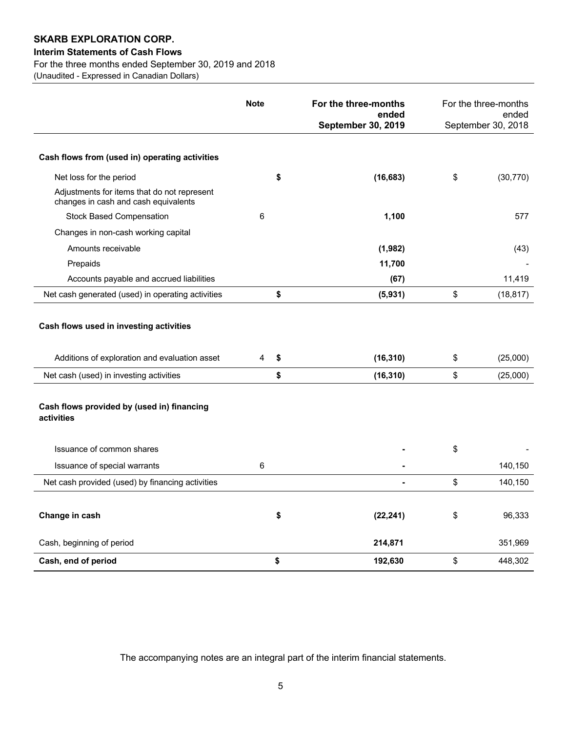**SKARB EXPLORATION CORP.**

**Interim Statements of Cash Flows**

For the three months ended September 30, 2019 and 2018

(Unaudited - Expressed in Canadian Dollars)

| | Note | | **For the three-months ended September 30, 2019** | | For the three-months ended September 30, 2018 |
|---|---|---|---|---|---|
| **Cash flows from (used in) operating activities** | | | | | |
| Net loss for the period | | **$** | **(16,683)** | $ | (30,770) |
| Adjustments for items that do not represent changes in cash and cash equivalents | | | | | |
| Stock Based Compensation | 6 | | **1,100** | | 577 |
| Changes in non-cash working capital | | | | | |
| Amounts receivable | | | **(1,982)** | | (43) |
| Prepaids | | | **11,700** | | - |
| Accounts payable and accrued liabilities | | | **(67)** | | 11,419 |
| Net cash generated (used) in operating activities | | **$** | **(5,931)** | $ | (18,817) |
| **Cash flows used in investing activities** | | | | | |
| Additions of exploration and evaluation asset | 4 | **$** | **(16,310)** | $ | (25,000) |
| Net cash (used) in investing activities | | **$** | **(16,310)** | $ | (25,000) |
| **Cash flows provided by (used in) financing activities** | | | | | |
| Issuance of common shares | | | **-** | $ | - |
| Issuance of special warrants | 6 | | **-** | | 140,150 |
| Net cash provided (used) by financing activities | | | **-** | $ | 140,150 |
| **Change in cash** | | **$** | **(22,241)** | $ | 96,333 |
| Cash, beginning of period | | | **214,871** | | 351,969 |
| **Cash, end of period** | | **$** | **192,630** | $ | 448,302 |

The accompanying notes are an integral part of the interim financial statements.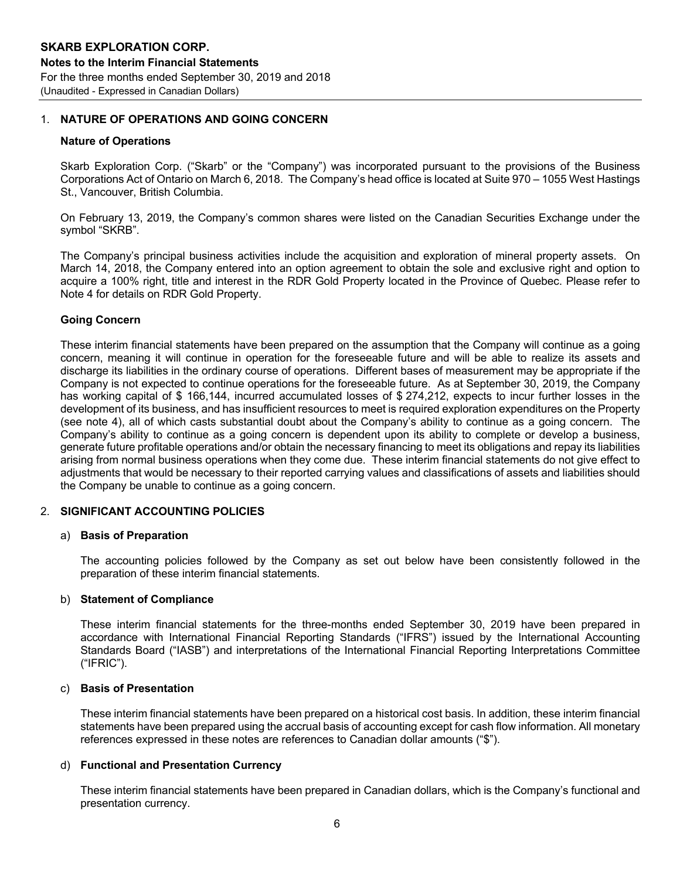## 1. NATURE OF OPERATIONS AND GOING CONCERN

### Nature of Operations

Skarb Exploration Corp. ("Skarb" or the "Company") was incorporated pursuant to the provisions of the Business Corporations Act of Ontario on March 6, 2018. The Company's head office is located at Suite 970 – 1055 West Hastings St., Vancouver, British Columbia.

On February 13, 2019, the Company's common shares were listed on the Canadian Securities Exchange under the symbol "SKRB".

The Company's principal business activities include the acquisition and exploration of mineral property assets. On March 14, 2018, the Company entered into an option agreement to obtain the sole and exclusive right and option to acquire a 100% right, title and interest in the RDR Gold Property located in the Province of Quebec. Please refer to Note 4 for details on RDR Gold Property.

### Going Concern

These interim financial statements have been prepared on the assumption that the Company will continue as a going concern, meaning it will continue in operation for the foreseeable future and will be able to realize its assets and discharge its liabilities in the ordinary course of operations. Different bases of measurement may be appropriate if the Company is not expected to continue operations for the foreseeable future. As at September 30, 2019, the Company has working capital of $ 166,144, incurred accumulated losses of $ 274,212, expects to incur further losses in the development of its business, and has insufficient resources to meet is required exploration expenditures on the Property (see note 4), all of which casts substantial doubt about the Company's ability to continue as a going concern. The Company's ability to continue as a going concern is dependent upon its ability to complete or develop a business, generate future profitable operations and/or obtain the necessary financing to meet its obligations and repay its liabilities arising from normal business operations when they come due. These interim financial statements do not give effect to adjustments that would be necessary to their reported carrying values and classifications of assets and liabilities should the Company be unable to continue as a going concern.

## 2. SIGNIFICANT ACCOUNTING POLICIES

### a) Basis of Preparation

The accounting policies followed by the Company as set out below have been consistently followed in the preparation of these interim financial statements.

### b) Statement of Compliance

These interim financial statements for the three-months ended September 30, 2019 have been prepared in accordance with International Financial Reporting Standards ("IFRS") issued by the International Accounting Standards Board ("IASB") and interpretations of the International Financial Reporting Interpretations Committee ("IFRIC").

### c) Basis of Presentation

These interim financial statements have been prepared on a historical cost basis. In addition, these interim financial statements have been prepared using the accrual basis of accounting except for cash flow information. All monetary references expressed in these notes are references to Canadian dollar amounts ("$").

### d) Functional and Presentation Currency

These interim financial statements have been prepared in Canadian dollars, which is the Company's functional and presentation currency.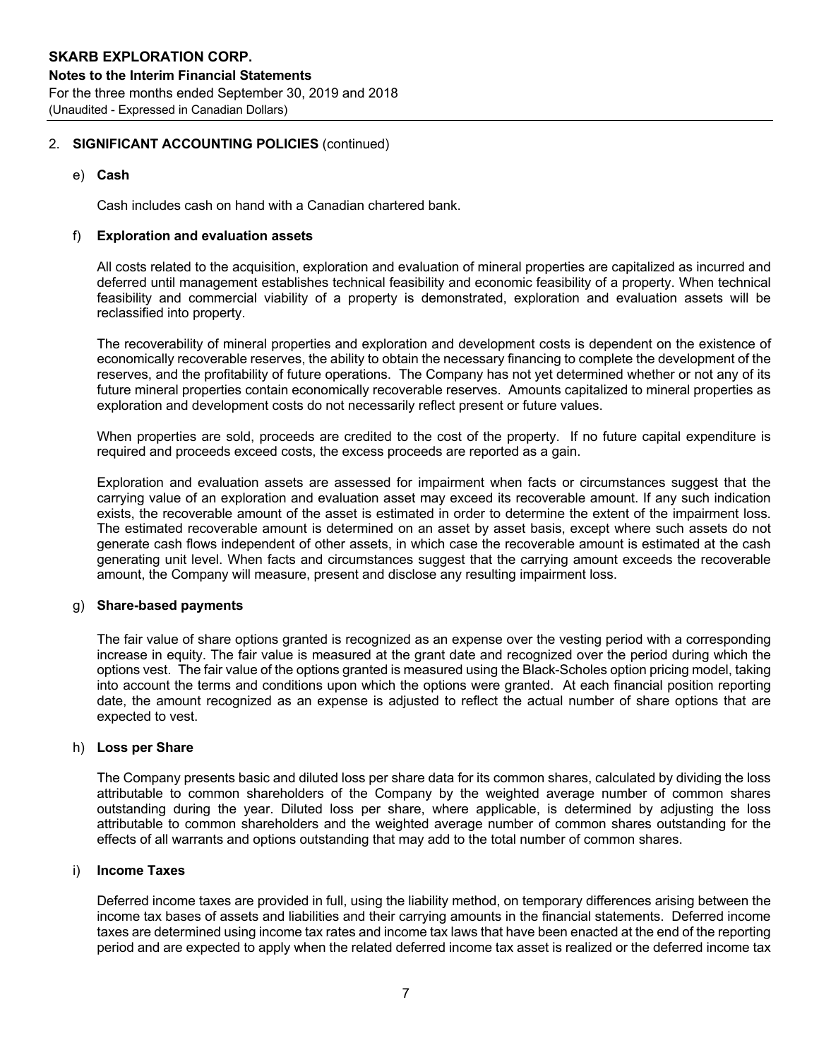## 2. SIGNIFICANT ACCOUNTING POLICIES (continued)

### e) Cash

Cash includes cash on hand with a Canadian chartered bank.

### f) Exploration and evaluation assets

All costs related to the acquisition, exploration and evaluation of mineral properties are capitalized as incurred and deferred until management establishes technical feasibility and economic feasibility of a property. When technical feasibility and commercial viability of a property is demonstrated, exploration and evaluation assets will be reclassified into property.

The recoverability of mineral properties and exploration and development costs is dependent on the existence of economically recoverable reserves, the ability to obtain the necessary financing to complete the development of the reserves, and the profitability of future operations. The Company has not yet determined whether or not any of its future mineral properties contain economically recoverable reserves. Amounts capitalized to mineral properties as exploration and development costs do not necessarily reflect present or future values.

When properties are sold, proceeds are credited to the cost of the property. If no future capital expenditure is required and proceeds exceed costs, the excess proceeds are reported as a gain.

Exploration and evaluation assets are assessed for impairment when facts or circumstances suggest that the carrying value of an exploration and evaluation asset may exceed its recoverable amount. If any such indication exists, the recoverable amount of the asset is estimated in order to determine the extent of the impairment loss. The estimated recoverable amount is determined on an asset by asset basis, except where such assets do not generate cash flows independent of other assets, in which case the recoverable amount is estimated at the cash generating unit level. When facts and circumstances suggest that the carrying amount exceeds the recoverable amount, the Company will measure, present and disclose any resulting impairment loss.

### g) Share-based payments

The fair value of share options granted is recognized as an expense over the vesting period with a corresponding increase in equity. The fair value is measured at the grant date and recognized over the period during which the options vest. The fair value of the options granted is measured using the Black-Scholes option pricing model, taking into account the terms and conditions upon which the options were granted. At each financial position reporting date, the amount recognized as an expense is adjusted to reflect the actual number of share options that are expected to vest.

### h) Loss per Share

The Company presents basic and diluted loss per share data for its common shares, calculated by dividing the loss attributable to common shareholders of the Company by the weighted average number of common shares outstanding during the year. Diluted loss per share, where applicable, is determined by adjusting the loss attributable to common shareholders and the weighted average number of common shares outstanding for the effects of all warrants and options outstanding that may add to the total number of common shares.

### i) Income Taxes

Deferred income taxes are provided in full, using the liability method, on temporary differences arising between the income tax bases of assets and liabilities and their carrying amounts in the financial statements. Deferred income taxes are determined using income tax rates and income tax laws that have been enacted at the end of the reporting period and are expected to apply when the related deferred income tax asset is realized or the deferred income tax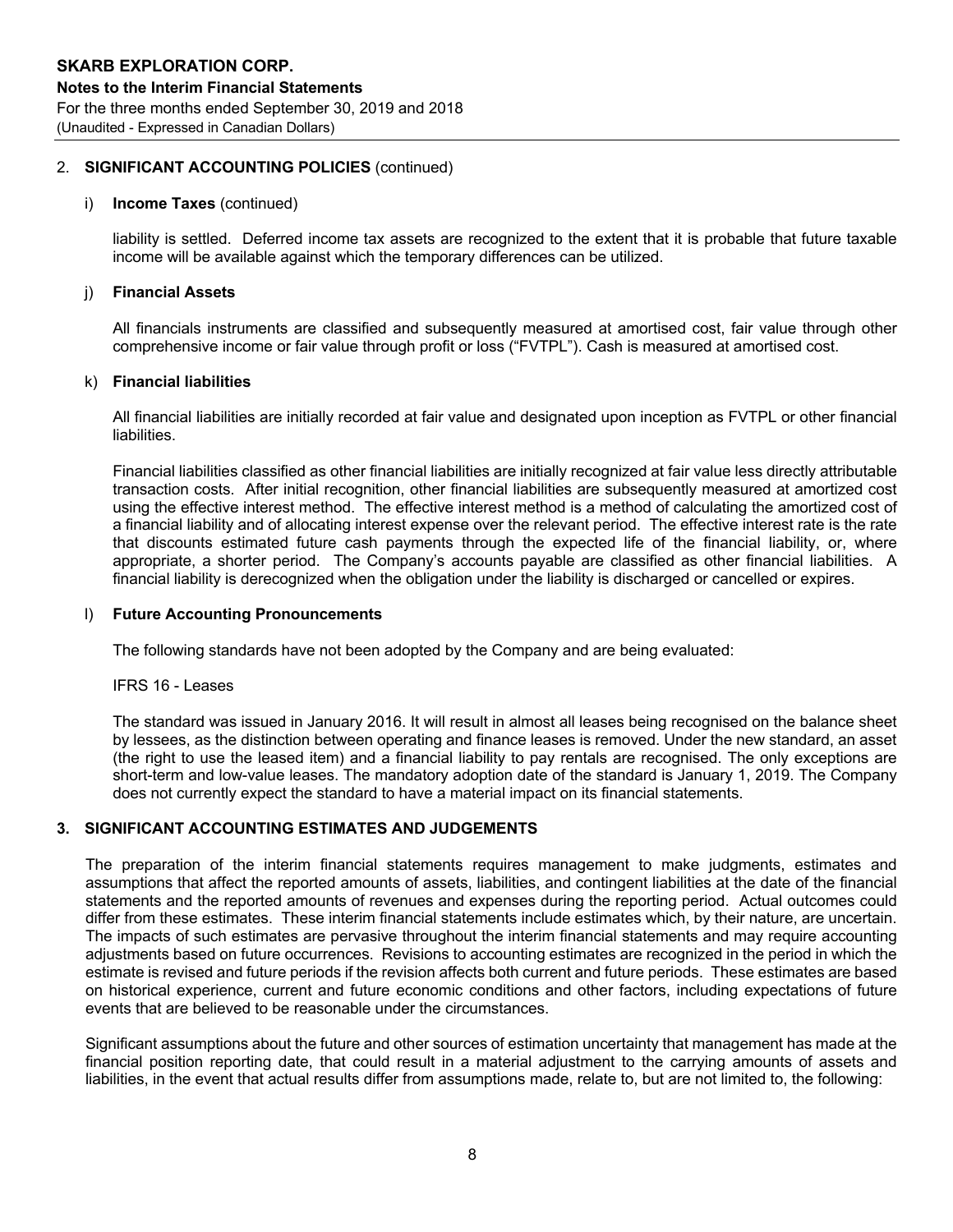## 2. SIGNIFICANT ACCOUNTING POLICIES (continued)

### i) Income Taxes (continued)

liability is settled. Deferred income tax assets are recognized to the extent that it is probable that future taxable income will be available against which the temporary differences can be utilized.

### j) Financial Assets

All financials instruments are classified and subsequently measured at amortised cost, fair value through other comprehensive income or fair value through profit or loss ("FVTPL"). Cash is measured at amortised cost.

### k) Financial liabilities

All financial liabilities are initially recorded at fair value and designated upon inception as FVTPL or other financial liabilities.

Financial liabilities classified as other financial liabilities are initially recognized at fair value less directly attributable transaction costs. After initial recognition, other financial liabilities are subsequently measured at amortized cost using the effective interest method. The effective interest method is a method of calculating the amortized cost of a financial liability and of allocating interest expense over the relevant period. The effective interest rate is the rate that discounts estimated future cash payments through the expected life of the financial liability, or, where appropriate, a shorter period. The Company's accounts payable are classified as other financial liabilities. A financial liability is derecognized when the obligation under the liability is discharged or cancelled or expires.

### l) Future Accounting Pronouncements

The following standards have not been adopted by the Company and are being evaluated:

IFRS 16 - Leases

The standard was issued in January 2016. It will result in almost all leases being recognised on the balance sheet by lessees, as the distinction between operating and finance leases is removed. Under the new standard, an asset (the right to use the leased item) and a financial liability to pay rentals are recognised. The only exceptions are short-term and low-value leases. The mandatory adoption date of the standard is January 1, 2019. The Company does not currently expect the standard to have a material impact on its financial statements.

## 3. SIGNIFICANT ACCOUNTING ESTIMATES AND JUDGEMENTS

The preparation of the interim financial statements requires management to make judgments, estimates and assumptions that affect the reported amounts of assets, liabilities, and contingent liabilities at the date of the financial statements and the reported amounts of revenues and expenses during the reporting period. Actual outcomes could differ from these estimates. These interim financial statements include estimates which, by their nature, are uncertain. The impacts of such estimates are pervasive throughout the interim financial statements and may require accounting adjustments based on future occurrences. Revisions to accounting estimates are recognized in the period in which the estimate is revised and future periods if the revision affects both current and future periods. These estimates are based on historical experience, current and future economic conditions and other factors, including expectations of future events that are believed to be reasonable under the circumstances.

Significant assumptions about the future and other sources of estimation uncertainty that management has made at the financial position reporting date, that could result in a material adjustment to the carrying amounts of assets and liabilities, in the event that actual results differ from assumptions made, relate to, but are not limited to, the following: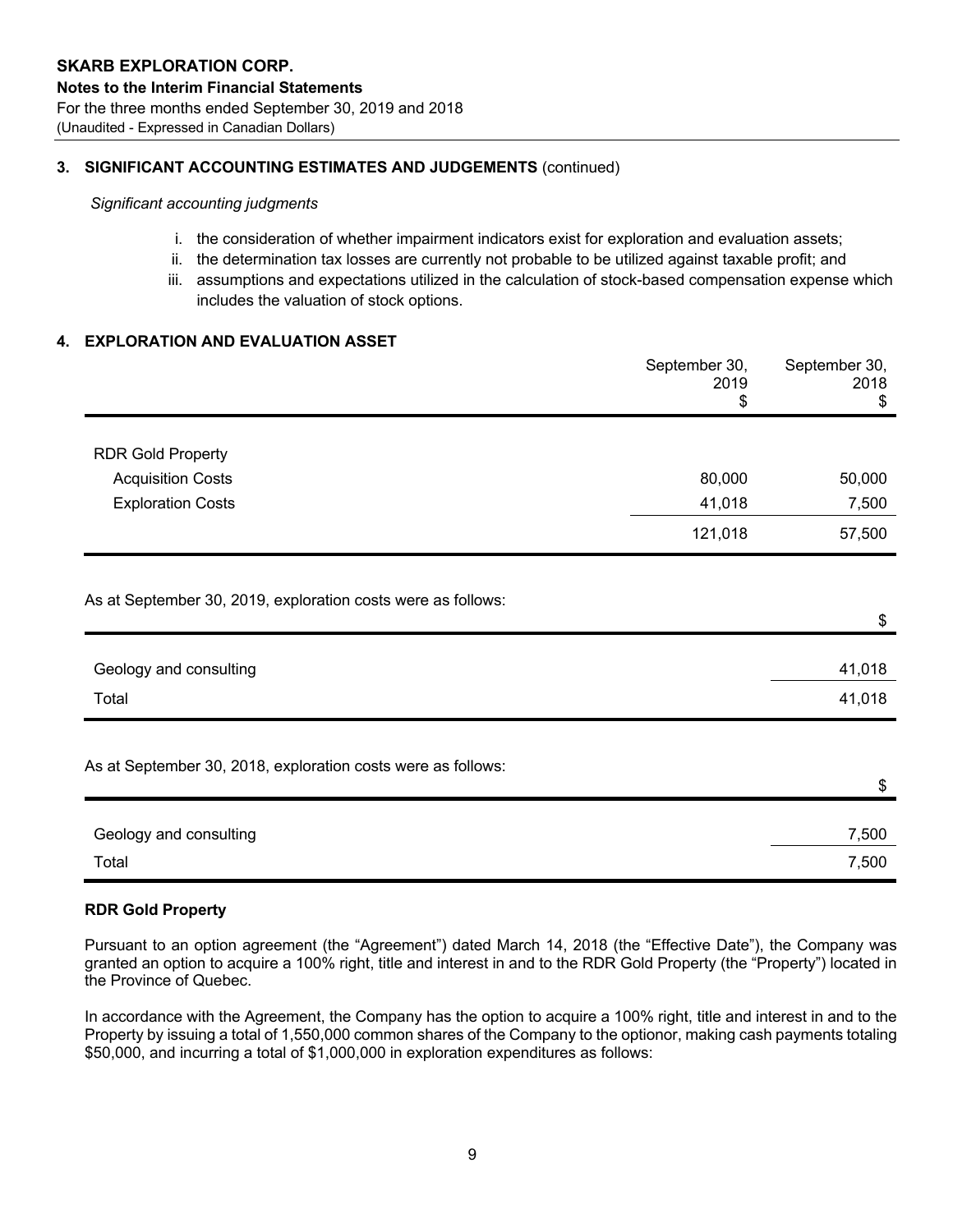## 3. SIGNIFICANT ACCOUNTING ESTIMATES AND JUDGEMENTS (continued)

*Significant accounting judgments*

i. the consideration of whether impairment indicators exist for exploration and evaluation assets;
ii. the determination tax losses are currently not probable to be utilized against taxable profit; and
iii. assumptions and expectations utilized in the calculation of stock-based compensation expense which includes the valuation of stock options.

## 4. EXPLORATION AND EVALUATION ASSET

| | September 30, 2019 $ | September 30, 2018 $ |
|---|---|---|
| RDR Gold Property | | |
| Acquisition Costs | 80,000 | 50,000 |
| Exploration Costs | 41,018 | 7,500 |
| | 121,018 | 57,500 |

As at September 30, 2019, exploration costs were as follows:

| | $ |
|---|---|
| Geology and consulting | 41,018 |
| Total | 41,018 |

As at September 30, 2018, exploration costs were as follows:

| | $ |
|---|---|
| Geology and consulting | 7,500 |
| Total | 7,500 |

**RDR Gold Property**

Pursuant to an option agreement (the "Agreement") dated March 14, 2018 (the "Effective Date"), the Company was granted an option to acquire a 100% right, title and interest in and to the RDR Gold Property (the "Property") located in the Province of Quebec.

In accordance with the Agreement, the Company has the option to acquire a 100% right, title and interest in and to the Property by issuing a total of 1,550,000 common shares of the Company to the optionor, making cash payments totaling $50,000, and incurring a total of $1,000,000 in exploration expenditures as follows: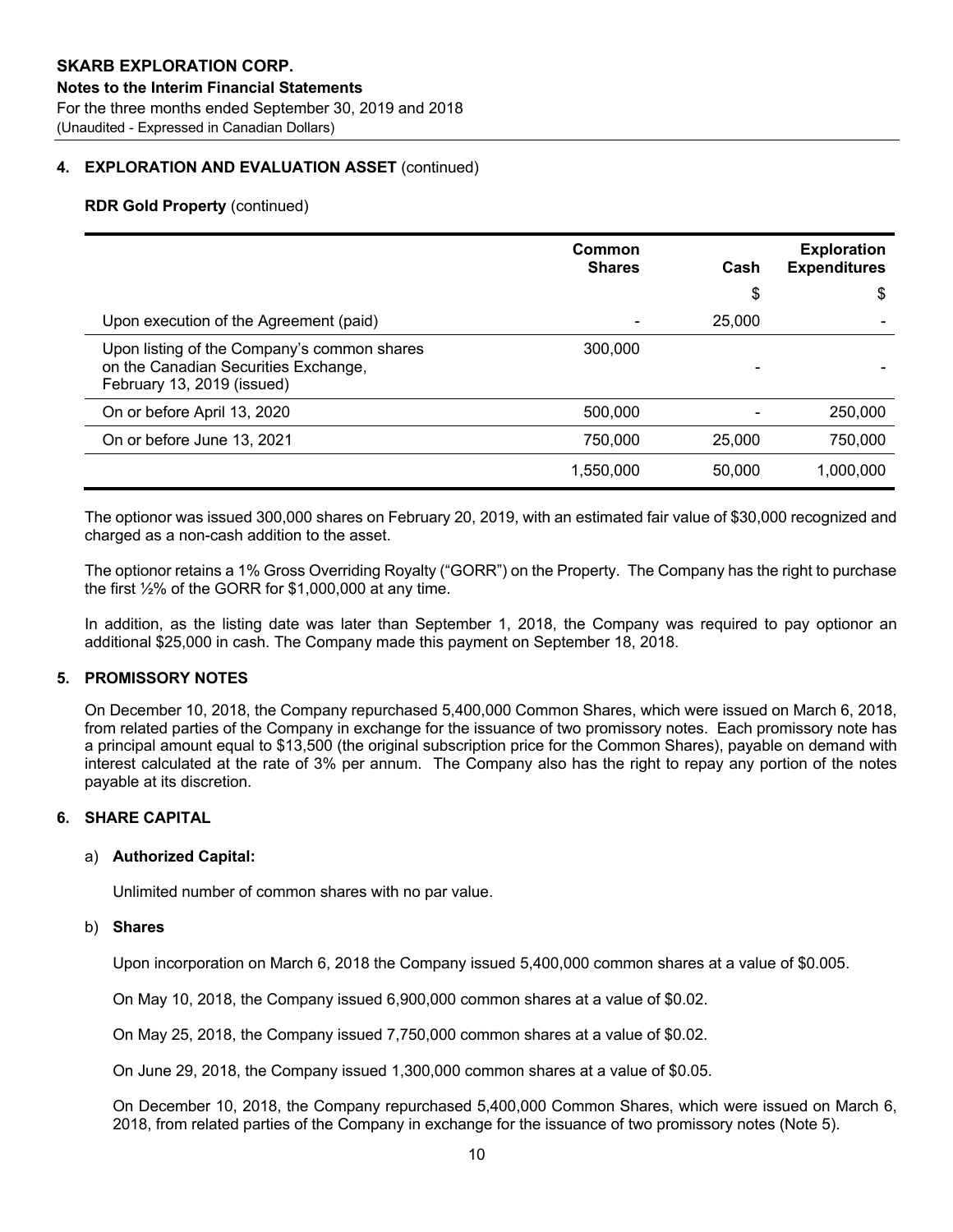### 4. EXPLORATION AND EVALUATION ASSET (continued)

**RDR Gold Property** (continued)

| | Common Shares | Cash | Exploration Expenditures |
|---|---|---|---|
| | | $ | $ |
| Upon execution of the Agreement (paid) | - | 25,000 | - |
| Upon listing of the Company's common shares on the Canadian Securities Exchange, February 13, 2019 (issued) | 300,000 | - | - |
| On or before April 13, 2020 | 500,000 | - | 250,000 |
| On or before June 13, 2021 | 750,000 | 25,000 | 750,000 |
| | 1,550,000 | 50,000 | 1,000,000 |

The optionor was issued 300,000 shares on February 20, 2019, with an estimated fair value of $30,000 recognized and charged as a non-cash addition to the asset.

The optionor retains a 1% Gross Overriding Royalty ("GORR") on the Property. The Company has the right to purchase the first ½% of the GORR for $1,000,000 at any time.

In addition, as the listing date was later than September 1, 2018, the Company was required to pay optionor an additional $25,000 in cash. The Company made this payment on September 18, 2018.

### 5. PROMISSORY NOTES

On December 10, 2018, the Company repurchased 5,400,000 Common Shares, which were issued on March 6, 2018, from related parties of the Company in exchange for the issuance of two promissory notes. Each promissory note has a principal amount equal to $13,500 (the original subscription price for the Common Shares), payable on demand with interest calculated at the rate of 3% per annum. The Company also has the right to repay any portion of the notes payable at its discretion.

### 6. SHARE CAPITAL

a) **Authorized Capital:**

Unlimited number of common shares with no par value.

b) **Shares**

Upon incorporation on March 6, 2018 the Company issued 5,400,000 common shares at a value of $0.005.

On May 10, 2018, the Company issued 6,900,000 common shares at a value of $0.02.

On May 25, 2018, the Company issued 7,750,000 common shares at a value of $0.02.

On June 29, 2018, the Company issued 1,300,000 common shares at a value of $0.05.

On December 10, 2018, the Company repurchased 5,400,000 Common Shares, which were issued on March 6, 2018, from related parties of the Company in exchange for the issuance of two promissory notes (Note 5).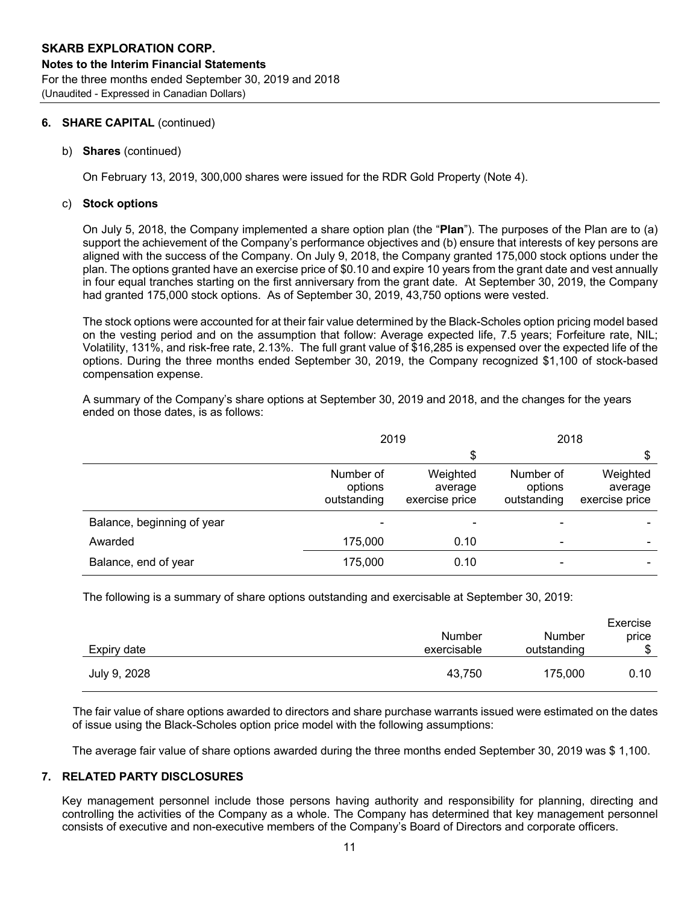## 6. SHARE CAPITAL (continued)

### b) Shares (continued)

On February 13, 2019, 300,000 shares were issued for the RDR Gold Property (Note 4).

### c) Stock options

On July 5, 2018, the Company implemented a share option plan (the "**Plan**"). The purposes of the Plan are to (a) support the achievement of the Company's performance objectives and (b) ensure that interests of key persons are aligned with the success of the Company. On July 9, 2018, the Company granted 175,000 stock options under the plan. The options granted have an exercise price of $0.10 and expire 10 years from the grant date and vest annually in four equal tranches starting on the first anniversary from the grant date. At September 30, 2019, the Company had granted 175,000 stock options. As of September 30, 2019, 43,750 options were vested.

The stock options were accounted for at their fair value determined by the Black-Scholes option pricing model based on the vesting period and on the assumption that follow: Average expected life, 7.5 years; Forfeiture rate, NIL; Volatility, 131%, and risk-free rate, 2.13%. The full grant value of $16,285 is expensed over the expected life of the options. During the three months ended September 30, 2019, the Company recognized $1,100 of stock-based compensation expense.

A summary of the Company's share options at September 30, 2019 and 2018, and the changes for the years ended on those dates, is as follows:

| | 2019 | | 2018 | |
|---|---|---|---|---|
| | | $ | | $ |
| | Number of options outstanding | Weighted average exercise price | Number of options outstanding | Weighted average exercise price |
| Balance, beginning of year | - | - | - | - |
| Awarded | 175,000 | 0.10 | - | - |
| Balance, end of year | 175,000 | 0.10 | - | - |

The following is a summary of share options outstanding and exercisable at September 30, 2019:

| Expiry date | Number exercisable | Number outstanding | Exercise price $ |
|---|---|---|---|
| July 9, 2028 | 43,750 | 175,000 | 0.10 |

The fair value of share options awarded to directors and share purchase warrants issued were estimated on the dates of issue using the Black-Scholes option price model with the following assumptions:

The average fair value of share options awarded during the three months ended September 30, 2019 was $ 1,100.

## 7. RELATED PARTY DISCLOSURES

Key management personnel include those persons having authority and responsibility for planning, directing and controlling the activities of the Company as a whole. The Company has determined that key management personnel consists of executive and non-executive members of the Company's Board of Directors and corporate officers.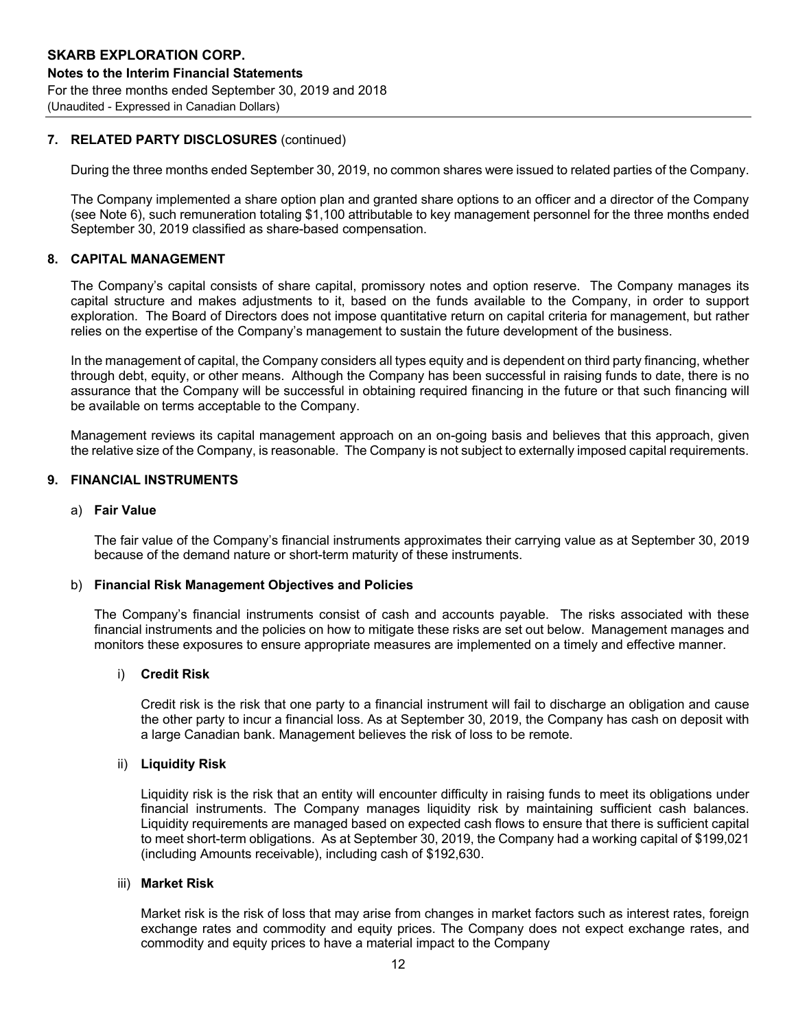## 7. RELATED PARTY DISCLOSURES (continued)

During the three months ended September 30, 2019, no common shares were issued to related parties of the Company.

The Company implemented a share option plan and granted share options to an officer and a director of the Company (see Note 6), such remuneration totaling $1,100 attributable to key management personnel for the three months ended September 30, 2019 classified as share-based compensation.

## 8. CAPITAL MANAGEMENT

The Company's capital consists of share capital, promissory notes and option reserve. The Company manages its capital structure and makes adjustments to it, based on the funds available to the Company, in order to support exploration. The Board of Directors does not impose quantitative return on capital criteria for management, but rather relies on the expertise of the Company's management to sustain the future development of the business.

In the management of capital, the Company considers all types equity and is dependent on third party financing, whether through debt, equity, or other means. Although the Company has been successful in raising funds to date, there is no assurance that the Company will be successful in obtaining required financing in the future or that such financing will be available on terms acceptable to the Company.

Management reviews its capital management approach on an on-going basis and believes that this approach, given the relative size of the Company, is reasonable. The Company is not subject to externally imposed capital requirements.

## 9. FINANCIAL INSTRUMENTS

### a) Fair Value

The fair value of the Company's financial instruments approximates their carrying value as at September 30, 2019 because of the demand nature or short-term maturity of these instruments.

### b) Financial Risk Management Objectives and Policies

The Company's financial instruments consist of cash and accounts payable. The risks associated with these financial instruments and the policies on how to mitigate these risks are set out below. Management manages and monitors these exposures to ensure appropriate measures are implemented on a timely and effective manner.

#### i) Credit Risk

Credit risk is the risk that one party to a financial instrument will fail to discharge an obligation and cause the other party to incur a financial loss. As at September 30, 2019, the Company has cash on deposit with a large Canadian bank. Management believes the risk of loss to be remote.

#### ii) Liquidity Risk

Liquidity risk is the risk that an entity will encounter difficulty in raising funds to meet its obligations under financial instruments. The Company manages liquidity risk by maintaining sufficient cash balances. Liquidity requirements are managed based on expected cash flows to ensure that there is sufficient capital to meet short-term obligations. As at September 30, 2019, the Company had a working capital of $199,021 (including Amounts receivable), including cash of $192,630.

#### iii) Market Risk

Market risk is the risk of loss that may arise from changes in market factors such as interest rates, foreign exchange rates and commodity and equity prices. The Company does not expect exchange rates, and commodity and equity prices to have a material impact to the Company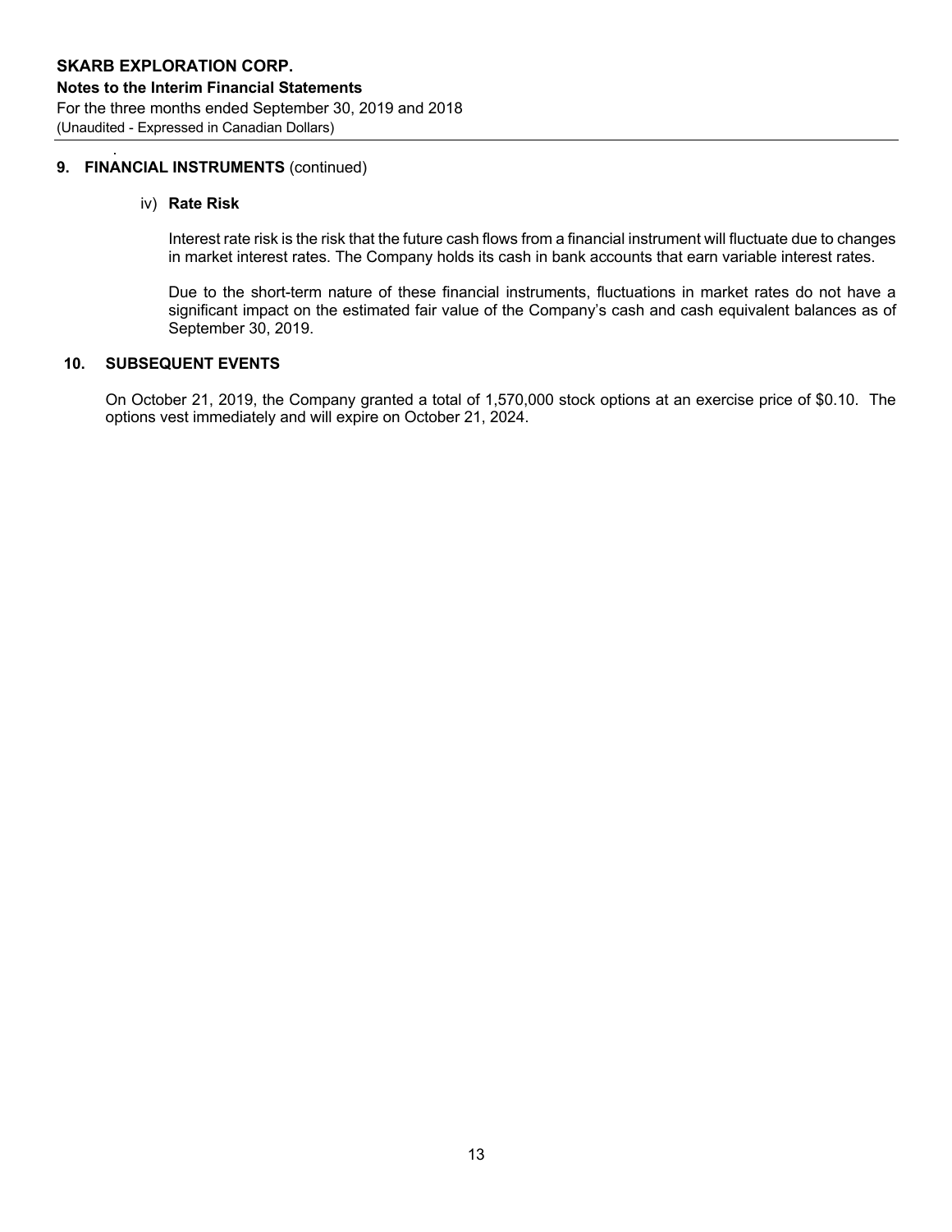## 9. FINANCIAL INSTRUMENTS (continued)

### iv) Rate Risk

Interest rate risk is the risk that the future cash flows from a financial instrument will fluctuate due to changes in market interest rates. The Company holds its cash in bank accounts that earn variable interest rates.

Due to the short-term nature of these financial instruments, fluctuations in market rates do not have a significant impact on the estimated fair value of the Company's cash and cash equivalent balances as of September 30, 2019.

## 10. SUBSEQUENT EVENTS

On October 21, 2019, the Company granted a total of 1,570,000 stock options at an exercise price of $0.10. The options vest immediately and will expire on October 21, 2024.